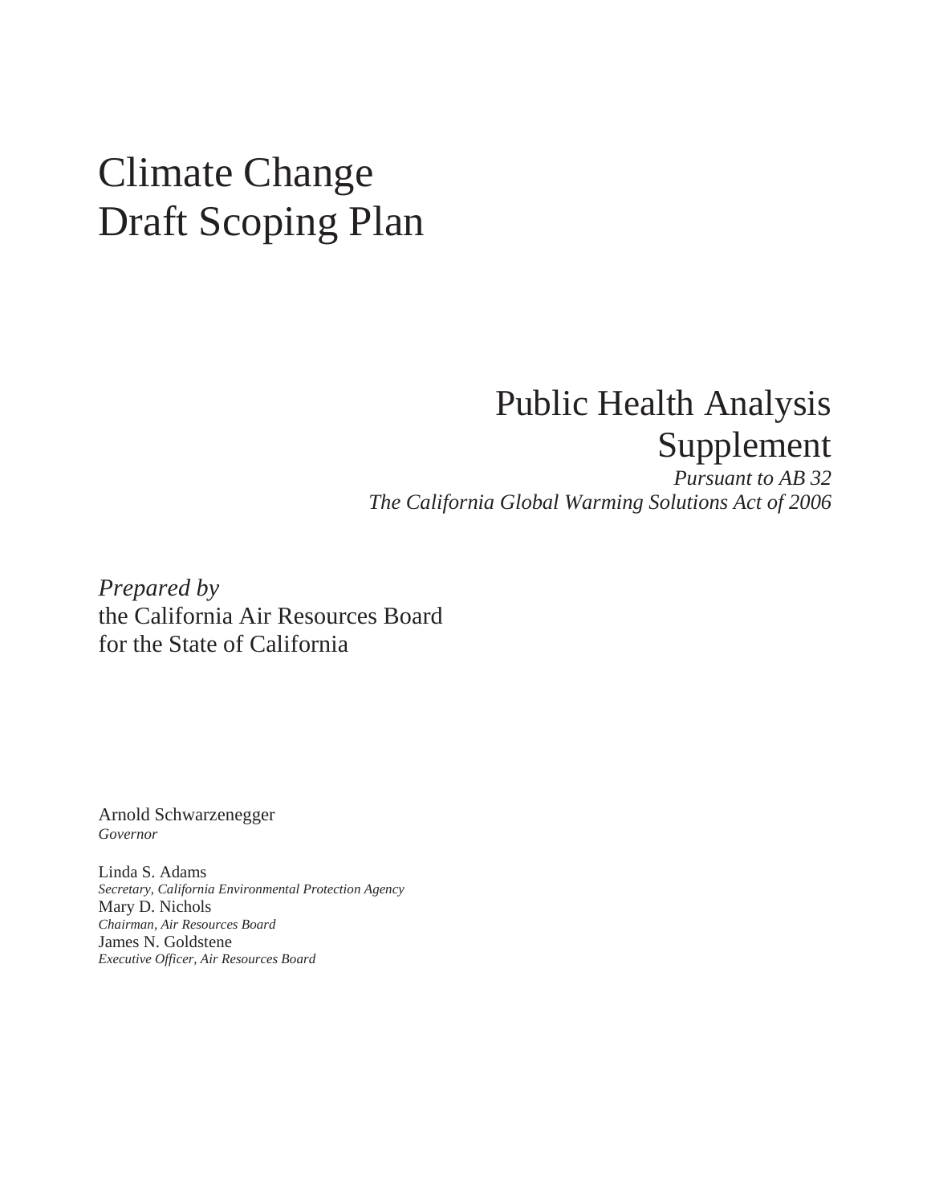# Climate Change Draft Scoping Plan

## Public Health Analysis Supplement

*Pursuant to AB 32*
*The California Global Warming Solutions Act of 2006*

*Prepared by*
the California Air Resources Board
for the State of California

Arnold Schwarzenegger
*Governor*

Linda S. Adams
*Secretary, California Environmental Protection Agency*
Mary D. Nichols
*Chairman, Air Resources Board*
James N. Goldstene
*Executive Officer, Air Resources Board*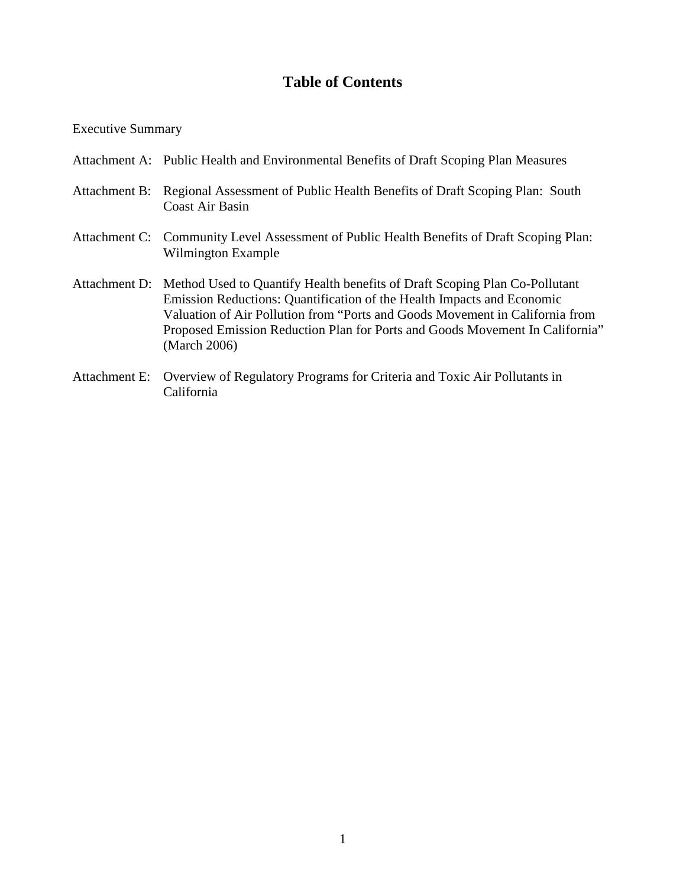# Table of Contents

Executive Summary

Attachment A: Public Health and Environmental Benefits of Draft Scoping Plan Measures

Attachment B: Regional Assessment of Public Health Benefits of Draft Scoping Plan: South Coast Air Basin

Attachment C: Community Level Assessment of Public Health Benefits of Draft Scoping Plan: Wilmington Example

Attachment D: Method Used to Quantify Health benefits of Draft Scoping Plan Co-Pollutant Emission Reductions: Quantification of the Health Impacts and Economic Valuation of Air Pollution from "Ports and Goods Movement in California from Proposed Emission Reduction Plan for Ports and Goods Movement In California" (March 2006)

Attachment E: Overview of Regulatory Programs for Criteria and Toxic Air Pollutants in California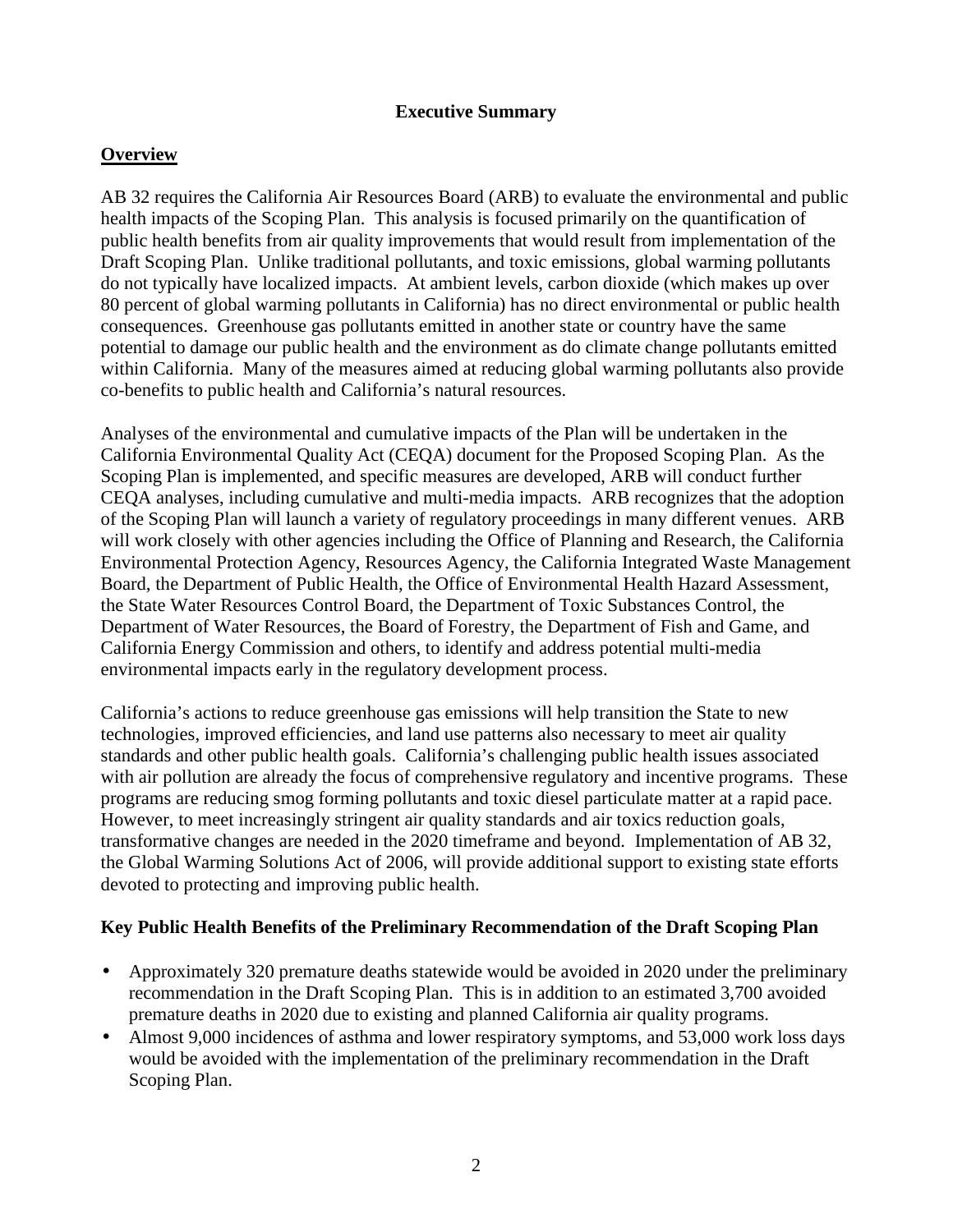## Executive Summary

### Overview

AB 32 requires the California Air Resources Board (ARB) to evaluate the environmental and public health impacts of the Scoping Plan. This analysis is focused primarily on the quantification of public health benefits from air quality improvements that would result from implementation of the Draft Scoping Plan. Unlike traditional pollutants, and toxic emissions, global warming pollutants do not typically have localized impacts. At ambient levels, carbon dioxide (which makes up over 80 percent of global warming pollutants in California) has no direct environmental or public health consequences. Greenhouse gas pollutants emitted in another state or country have the same potential to damage our public health and the environment as do climate change pollutants emitted within California. Many of the measures aimed at reducing global warming pollutants also provide co-benefits to public health and California's natural resources.

Analyses of the environmental and cumulative impacts of the Plan will be undertaken in the California Environmental Quality Act (CEQA) document for the Proposed Scoping Plan. As the Scoping Plan is implemented, and specific measures are developed, ARB will conduct further CEQA analyses, including cumulative and multi-media impacts. ARB recognizes that the adoption of the Scoping Plan will launch a variety of regulatory proceedings in many different venues. ARB will work closely with other agencies including the Office of Planning and Research, the California Environmental Protection Agency, Resources Agency, the California Integrated Waste Management Board, the Department of Public Health, the Office of Environmental Health Hazard Assessment, the State Water Resources Control Board, the Department of Toxic Substances Control, the Department of Water Resources, the Board of Forestry, the Department of Fish and Game, and California Energy Commission and others, to identify and address potential multi-media environmental impacts early in the regulatory development process.

California's actions to reduce greenhouse gas emissions will help transition the State to new technologies, improved efficiencies, and land use patterns also necessary to meet air quality standards and other public health goals. California's challenging public health issues associated with air pollution are already the focus of comprehensive regulatory and incentive programs. These programs are reducing smog forming pollutants and toxic diesel particulate matter at a rapid pace. However, to meet increasingly stringent air quality standards and air toxics reduction goals, transformative changes are needed in the 2020 timeframe and beyond. Implementation of AB 32, the Global Warming Solutions Act of 2006, will provide additional support to existing state efforts devoted to protecting and improving public health.

### Key Public Health Benefits of the Preliminary Recommendation of the Draft Scoping Plan

- Approximately 320 premature deaths statewide would be avoided in 2020 under the preliminary recommendation in the Draft Scoping Plan. This is in addition to an estimated 3,700 avoided premature deaths in 2020 due to existing and planned California air quality programs.
- Almost 9,000 incidences of asthma and lower respiratory symptoms, and 53,000 work loss days would be avoided with the implementation of the preliminary recommendation in the Draft Scoping Plan.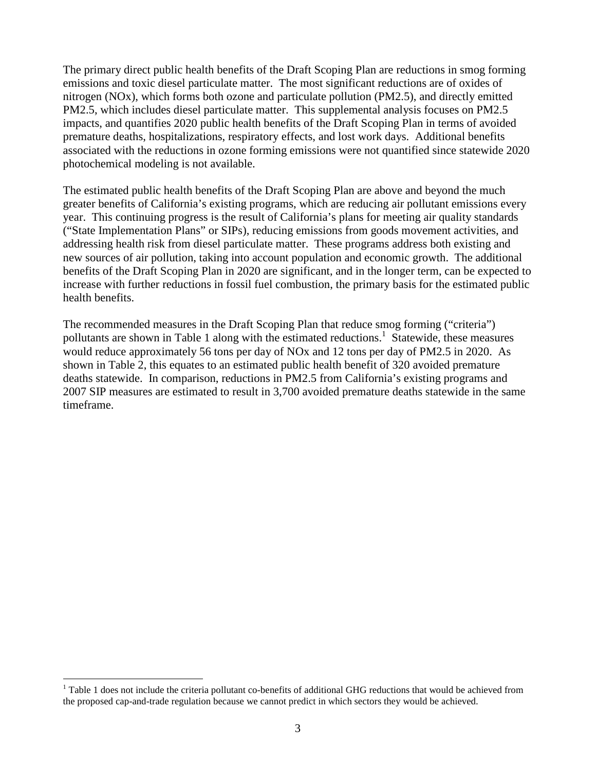The primary direct public health benefits of the Draft Scoping Plan are reductions in smog forming emissions and toxic diesel particulate matter. The most significant reductions are of oxides of nitrogen (NOx), which forms both ozone and particulate pollution (PM2.5), and directly emitted PM2.5, which includes diesel particulate matter. This supplemental analysis focuses on PM2.5 impacts, and quantifies 2020 public health benefits of the Draft Scoping Plan in terms of avoided premature deaths, hospitalizations, respiratory effects, and lost work days. Additional benefits associated with the reductions in ozone forming emissions were not quantified since statewide 2020 photochemical modeling is not available.

The estimated public health benefits of the Draft Scoping Plan are above and beyond the much greater benefits of California's existing programs, which are reducing air pollutant emissions every year. This continuing progress is the result of California's plans for meeting air quality standards ("State Implementation Plans" or SIPs), reducing emissions from goods movement activities, and addressing health risk from diesel particulate matter. These programs address both existing and new sources of air pollution, taking into account population and economic growth. The additional benefits of the Draft Scoping Plan in 2020 are significant, and in the longer term, can be expected to increase with further reductions in fossil fuel combustion, the primary basis for the estimated public health benefits.

The recommended measures in the Draft Scoping Plan that reduce smog forming ("criteria") pollutants are shown in Table 1 along with the estimated reductions.[1] Statewide, these measures would reduce approximately 56 tons per day of NOx and 12 tons per day of PM2.5 in 2020. As shown in Table 2, this equates to an estimated public health benefit of 320 avoided premature deaths statewide. In comparison, reductions in PM2.5 from California's existing programs and 2007 SIP measures are estimated to result in 3,700 avoided premature deaths statewide in the same timeframe.

[1] Table 1 does not include the criteria pollutant co-benefits of additional GHG reductions that would be achieved from the proposed cap-and-trade regulation because we cannot predict in which sectors they would be achieved.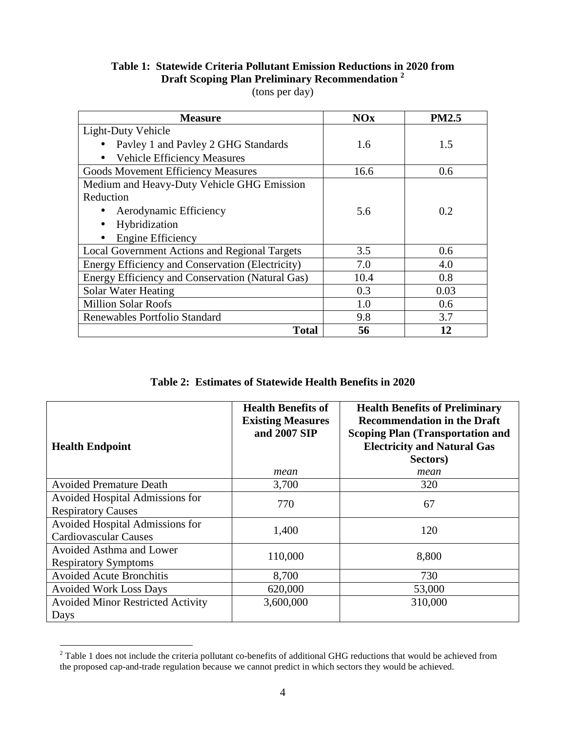**Table 1: Statewide Criteria Pollutant Emission Reductions in 2020 from Draft Scoping Plan Preliminary Recommendation [2]**
(tons per day)

| Measure | NOx | PM2.5 |
|---|---|---|
| Light-Duty Vehicle<br>• Pavley 1 and Pavley 2 GHG Standards<br>• Vehicle Efficiency Measures | 1.6 | 1.5 |
| Goods Movement Efficiency Measures | 16.6 | 0.6 |
| Medium and Heavy-Duty Vehicle GHG Emission Reduction<br>• Aerodynamic Efficiency<br>• Hybridization<br>• Engine Efficiency | 5.6 | 0.2 |
| Local Government Actions and Regional Targets | 3.5 | 0.6 |
| Energy Efficiency and Conservation (Electricity) | 7.0 | 4.0 |
| Energy Efficiency and Conservation (Natural Gas) | 10.4 | 0.8 |
| Solar Water Heating | 0.3 | 0.03 |
| Million Solar Roofs | 1.0 | 0.6 |
| Renewables Portfolio Standard | 9.8 | 3.7 |
| **Total** | **56** | **12** |

**Table 2: Estimates of Statewide Health Benefits in 2020**

| Health Endpoint | Health Benefits of Existing Measures and 2007 SIP | Health Benefits of Preliminary Recommendation in the Draft Scoping Plan (Transportation and Electricity and Natural Gas Sectors) |
|---|---|---|
| | *mean* | *mean* |
| Avoided Premature Death | 3,700 | 320 |
| Avoided Hospital Admissions for Respiratory Causes | 770 | 67 |
| Avoided Hospital Admissions for Cardiovascular Causes | 1,400 | 120 |
| Avoided Asthma and Lower Respiratory Symptoms | 110,000 | 8,800 |
| Avoided Acute Bronchitis | 8,700 | 730 |
| Avoided Work Loss Days | 620,000 | 53,000 |
| Avoided Minor Restricted Activity Days | 3,600,000 | 310,000 |

[2] Table 1 does not include the criteria pollutant co-benefits of additional GHG reductions that would be achieved from the proposed cap-and-trade regulation because we cannot predict in which sectors they would be achieved.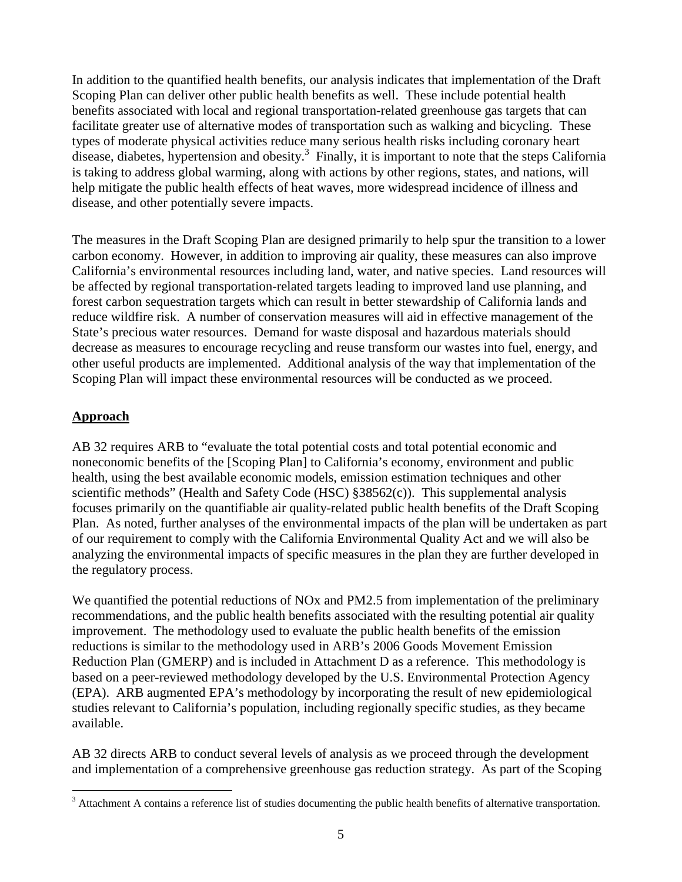In addition to the quantified health benefits, our analysis indicates that implementation of the Draft Scoping Plan can deliver other public health benefits as well. These include potential health benefits associated with local and regional transportation-related greenhouse gas targets that can facilitate greater use of alternative modes of transportation such as walking and bicycling. These types of moderate physical activities reduce many serious health risks including coronary heart disease, diabetes, hypertension and obesity.[3] Finally, it is important to note that the steps California is taking to address global warming, along with actions by other regions, states, and nations, will help mitigate the public health effects of heat waves, more widespread incidence of illness and disease, and other potentially severe impacts.

The measures in the Draft Scoping Plan are designed primarily to help spur the transition to a lower carbon economy. However, in addition to improving air quality, these measures can also improve California's environmental resources including land, water, and native species. Land resources will be affected by regional transportation-related targets leading to improved land use planning, and forest carbon sequestration targets which can result in better stewardship of California lands and reduce wildfire risk. A number of conservation measures will aid in effective management of the State's precious water resources. Demand for waste disposal and hazardous materials should decrease as measures to encourage recycling and reuse transform our wastes into fuel, energy, and other useful products are implemented. Additional analysis of the way that implementation of the Scoping Plan will impact these environmental resources will be conducted as we proceed.

## Approach

AB 32 requires ARB to "evaluate the total potential costs and total potential economic and noneconomic benefits of the [Scoping Plan] to California's economy, environment and public health, using the best available economic models, emission estimation techniques and other scientific methods" (Health and Safety Code (HSC) §38562(c)). This supplemental analysis focuses primarily on the quantifiable air quality-related public health benefits of the Draft Scoping Plan. As noted, further analyses of the environmental impacts of the plan will be undertaken as part of our requirement to comply with the California Environmental Quality Act and we will also be analyzing the environmental impacts of specific measures in the plan they are further developed in the regulatory process.

We quantified the potential reductions of NOx and PM2.5 from implementation of the preliminary recommendations, and the public health benefits associated with the resulting potential air quality improvement. The methodology used to evaluate the public health benefits of the emission reductions is similar to the methodology used in ARB's 2006 Goods Movement Emission Reduction Plan (GMERP) and is included in Attachment D as a reference. This methodology is based on a peer-reviewed methodology developed by the U.S. Environmental Protection Agency (EPA). ARB augmented EPA's methodology by incorporating the result of new epidemiological studies relevant to California's population, including regionally specific studies, as they became available.

AB 32 directs ARB to conduct several levels of analysis as we proceed through the development and implementation of a comprehensive greenhouse gas reduction strategy. As part of the Scoping

[3] Attachment A contains a reference list of studies documenting the public health benefits of alternative transportation.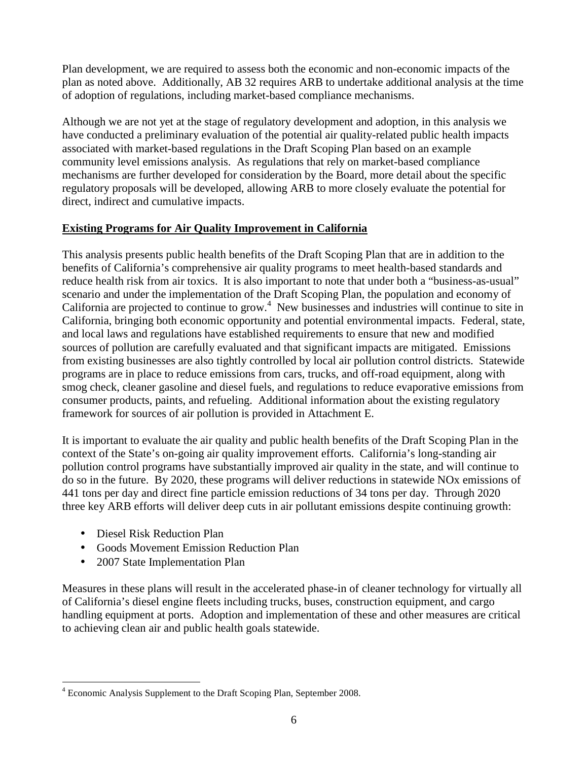Plan development, we are required to assess both the economic and non-economic impacts of the plan as noted above. Additionally, AB 32 requires ARB to undertake additional analysis at the time of adoption of regulations, including market-based compliance mechanisms.

Although we are not yet at the stage of regulatory development and adoption, in this analysis we have conducted a preliminary evaluation of the potential air quality-related public health impacts associated with market-based regulations in the Draft Scoping Plan based on an example community level emissions analysis. As regulations that rely on market-based compliance mechanisms are further developed for consideration by the Board, more detail about the specific regulatory proposals will be developed, allowing ARB to more closely evaluate the potential for direct, indirect and cumulative impacts.

## Existing Programs for Air Quality Improvement in California

This analysis presents public health benefits of the Draft Scoping Plan that are in addition to the benefits of California's comprehensive air quality programs to meet health-based standards and reduce health risk from air toxics. It is also important to note that under both a "business-as-usual" scenario and under the implementation of the Draft Scoping Plan, the population and economy of California are projected to continue to grow.[4] New businesses and industries will continue to site in California, bringing both economic opportunity and potential environmental impacts. Federal, state, and local laws and regulations have established requirements to ensure that new and modified sources of pollution are carefully evaluated and that significant impacts are mitigated. Emissions from existing businesses are also tightly controlled by local air pollution control districts. Statewide programs are in place to reduce emissions from cars, trucks, and off-road equipment, along with smog check, cleaner gasoline and diesel fuels, and regulations to reduce evaporative emissions from consumer products, paints, and refueling. Additional information about the existing regulatory framework for sources of air pollution is provided in Attachment E.

It is important to evaluate the air quality and public health benefits of the Draft Scoping Plan in the context of the State's on-going air quality improvement efforts. California's long-standing air pollution control programs have substantially improved air quality in the state, and will continue to do so in the future. By 2020, these programs will deliver reductions in statewide NOx emissions of 441 tons per day and direct fine particle emission reductions of 34 tons per day. Through 2020 three key ARB efforts will deliver deep cuts in air pollutant emissions despite continuing growth:

- Diesel Risk Reduction Plan
- Goods Movement Emission Reduction Plan
- 2007 State Implementation Plan

Measures in these plans will result in the accelerated phase-in of cleaner technology for virtually all of California's diesel engine fleets including trucks, buses, construction equipment, and cargo handling equipment at ports. Adoption and implementation of these and other measures are critical to achieving clean air and public health goals statewide.

---

[4] Economic Analysis Supplement to the Draft Scoping Plan, September 2008.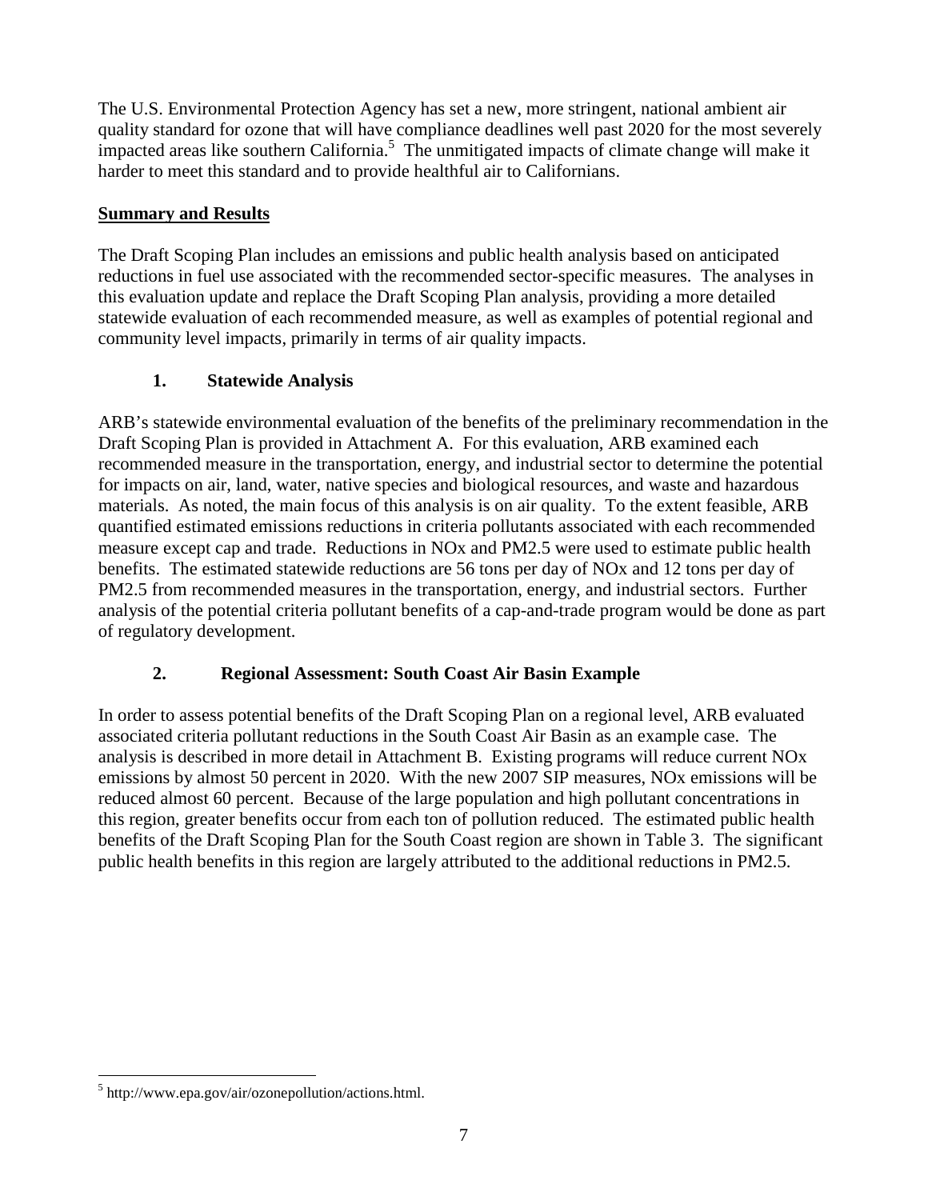The U.S. Environmental Protection Agency has set a new, more stringent, national ambient air quality standard for ozone that will have compliance deadlines well past 2020 for the most severely impacted areas like southern California.[5] The unmitigated impacts of climate change will make it harder to meet this standard and to provide healthful air to Californians.

**Summary and Results**

The Draft Scoping Plan includes an emissions and public health analysis based on anticipated reductions in fuel use associated with the recommended sector-specific measures. The analyses in this evaluation update and replace the Draft Scoping Plan analysis, providing a more detailed statewide evaluation of each recommended measure, as well as examples of potential regional and community level impacts, primarily in terms of air quality impacts.

### 1. Statewide Analysis

ARB's statewide environmental evaluation of the benefits of the preliminary recommendation in the Draft Scoping Plan is provided in Attachment A. For this evaluation, ARB examined each recommended measure in the transportation, energy, and industrial sector to determine the potential for impacts on air, land, water, native species and biological resources, and waste and hazardous materials. As noted, the main focus of this analysis is on air quality. To the extent feasible, ARB quantified estimated emissions reductions in criteria pollutants associated with each recommended measure except cap and trade. Reductions in NOx and PM2.5 were used to estimate public health benefits. The estimated statewide reductions are 56 tons per day of NOx and 12 tons per day of PM2.5 from recommended measures in the transportation, energy, and industrial sectors. Further analysis of the potential criteria pollutant benefits of a cap-and-trade program would be done as part of regulatory development.

### 2. Regional Assessment: South Coast Air Basin Example

In order to assess potential benefits of the Draft Scoping Plan on a regional level, ARB evaluated associated criteria pollutant reductions in the South Coast Air Basin as an example case. The analysis is described in more detail in Attachment B. Existing programs will reduce current NOx emissions by almost 50 percent in 2020. With the new 2007 SIP measures, NOx emissions will be reduced almost 60 percent. Because of the large population and high pollutant concentrations in this region, greater benefits occur from each ton of pollution reduced. The estimated public health benefits of the Draft Scoping Plan for the South Coast region are shown in Table 3. The significant public health benefits in this region are largely attributed to the additional reductions in PM2.5.

---

[5] http://www.epa.gov/air/ozonepollution/actions.html.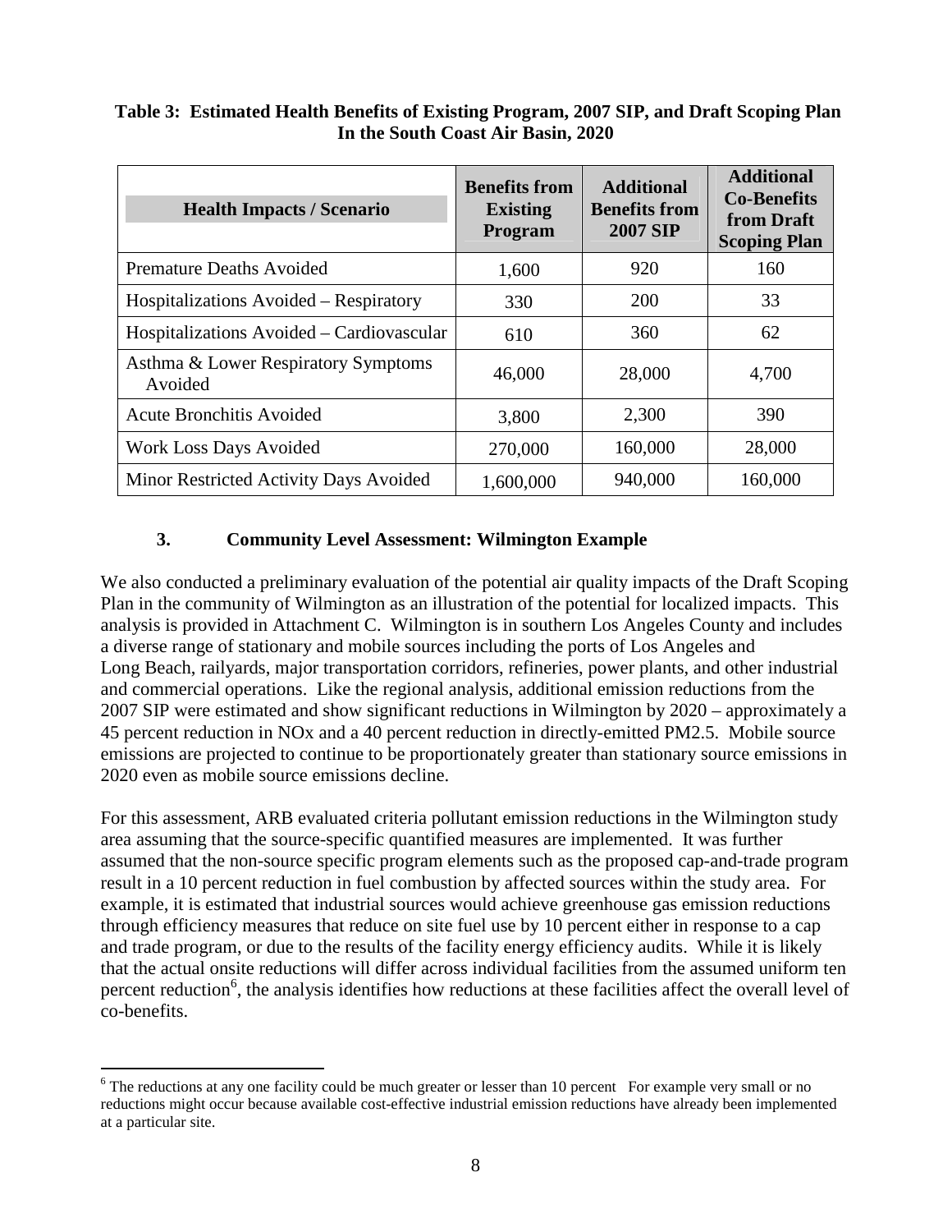**Table 3: Estimated Health Benefits of Existing Program, 2007 SIP, and Draft Scoping Plan In the South Coast Air Basin, 2020**

| Health Impacts / Scenario | Benefits from Existing Program | Additional Benefits from 2007 SIP | Additional Co-Benefits from Draft Scoping Plan |
|---|---|---|---|
| Premature Deaths Avoided | 1,600 | 920 | 160 |
| Hospitalizations Avoided – Respiratory | 330 | 200 | 33 |
| Hospitalizations Avoided – Cardiovascular | 610 | 360 | 62 |
| Asthma & Lower Respiratory Symptoms Avoided | 46,000 | 28,000 | 4,700 |
| Acute Bronchitis Avoided | 3,800 | 2,300 | 390 |
| Work Loss Days Avoided | 270,000 | 160,000 | 28,000 |
| Minor Restricted Activity Days Avoided | 1,600,000 | 940,000 | 160,000 |

### 3. Community Level Assessment: Wilmington Example

We also conducted a preliminary evaluation of the potential air quality impacts of the Draft Scoping Plan in the community of Wilmington as an illustration of the potential for localized impacts. This analysis is provided in Attachment C. Wilmington is in southern Los Angeles County and includes a diverse range of stationary and mobile sources including the ports of Los Angeles and Long Beach, railyards, major transportation corridors, refineries, power plants, and other industrial and commercial operations. Like the regional analysis, additional emission reductions from the 2007 SIP were estimated and show significant reductions in Wilmington by 2020 – approximately a 45 percent reduction in NOx and a 40 percent reduction in directly-emitted PM2.5. Mobile source emissions are projected to continue to be proportionately greater than stationary source emissions in 2020 even as mobile source emissions decline.

For this assessment, ARB evaluated criteria pollutant emission reductions in the Wilmington study area assuming that the source-specific quantified measures are implemented. It was further assumed that the non-source specific program elements such as the proposed cap-and-trade program result in a 10 percent reduction in fuel combustion by affected sources within the study area. For example, it is estimated that industrial sources would achieve greenhouse gas emission reductions through efficiency measures that reduce on site fuel use by 10 percent either in response to a cap and trade program, or due to the results of the facility energy efficiency audits. While it is likely that the actual onsite reductions will differ across individual facilities from the assumed uniform ten percent reduction[6], the analysis identifies how reductions at these facilities affect the overall level of co-benefits.

[6] The reductions at any one facility could be much greater or lesser than 10 percent For example very small or no reductions might occur because available cost-effective industrial emission reductions have already been implemented at a particular site.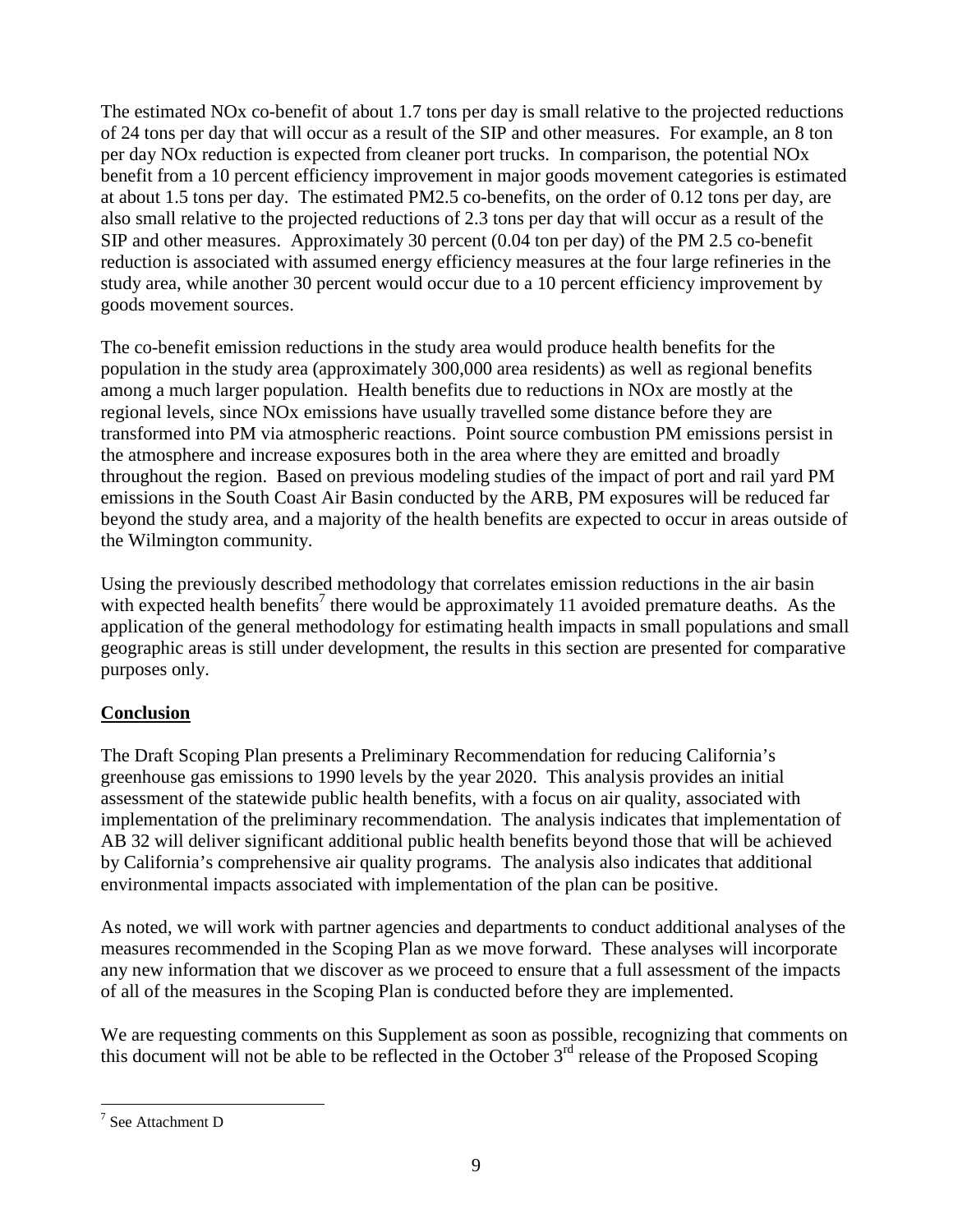The estimated NOx co-benefit of about 1.7 tons per day is small relative to the projected reductions of 24 tons per day that will occur as a result of the SIP and other measures. For example, an 8 ton per day NOx reduction is expected from cleaner port trucks. In comparison, the potential NOx benefit from a 10 percent efficiency improvement in major goods movement categories is estimated at about 1.5 tons per day. The estimated PM2.5 co-benefits, on the order of 0.12 tons per day, are also small relative to the projected reductions of 2.3 tons per day that will occur as a result of the SIP and other measures. Approximately 30 percent (0.04 ton per day) of the PM 2.5 co-benefit reduction is associated with assumed energy efficiency measures at the four large refineries in the study area, while another 30 percent would occur due to a 10 percent efficiency improvement by goods movement sources.

The co-benefit emission reductions in the study area would produce health benefits for the population in the study area (approximately 300,000 area residents) as well as regional benefits among a much larger population. Health benefits due to reductions in NOx are mostly at the regional levels, since NOx emissions have usually travelled some distance before they are transformed into PM via atmospheric reactions. Point source combustion PM emissions persist in the atmosphere and increase exposures both in the area where they are emitted and broadly throughout the region. Based on previous modeling studies of the impact of port and rail yard PM emissions in the South Coast Air Basin conducted by the ARB, PM exposures will be reduced far beyond the study area, and a majority of the health benefits are expected to occur in areas outside of the Wilmington community.

Using the previously described methodology that correlates emission reductions in the air basin with expected health benefits[7] there would be approximately 11 avoided premature deaths. As the application of the general methodology for estimating health impacts in small populations and small geographic areas is still under development, the results in this section are presented for comparative purposes only.

**Conclusion**

The Draft Scoping Plan presents a Preliminary Recommendation for reducing California's greenhouse gas emissions to 1990 levels by the year 2020. This analysis provides an initial assessment of the statewide public health benefits, with a focus on air quality, associated with implementation of the preliminary recommendation. The analysis indicates that implementation of AB 32 will deliver significant additional public health benefits beyond those that will be achieved by California's comprehensive air quality programs. The analysis also indicates that additional environmental impacts associated with implementation of the plan can be positive.

As noted, we will work with partner agencies and departments to conduct additional analyses of the measures recommended in the Scoping Plan as we move forward. These analyses will incorporate any new information that we discover as we proceed to ensure that a full assessment of the impacts of all of the measures in the Scoping Plan is conducted before they are implemented.

We are requesting comments on this Supplement as soon as possible, recognizing that comments on this document will not be able to be reflected in the October 3rd release of the Proposed Scoping

[7] See Attachment D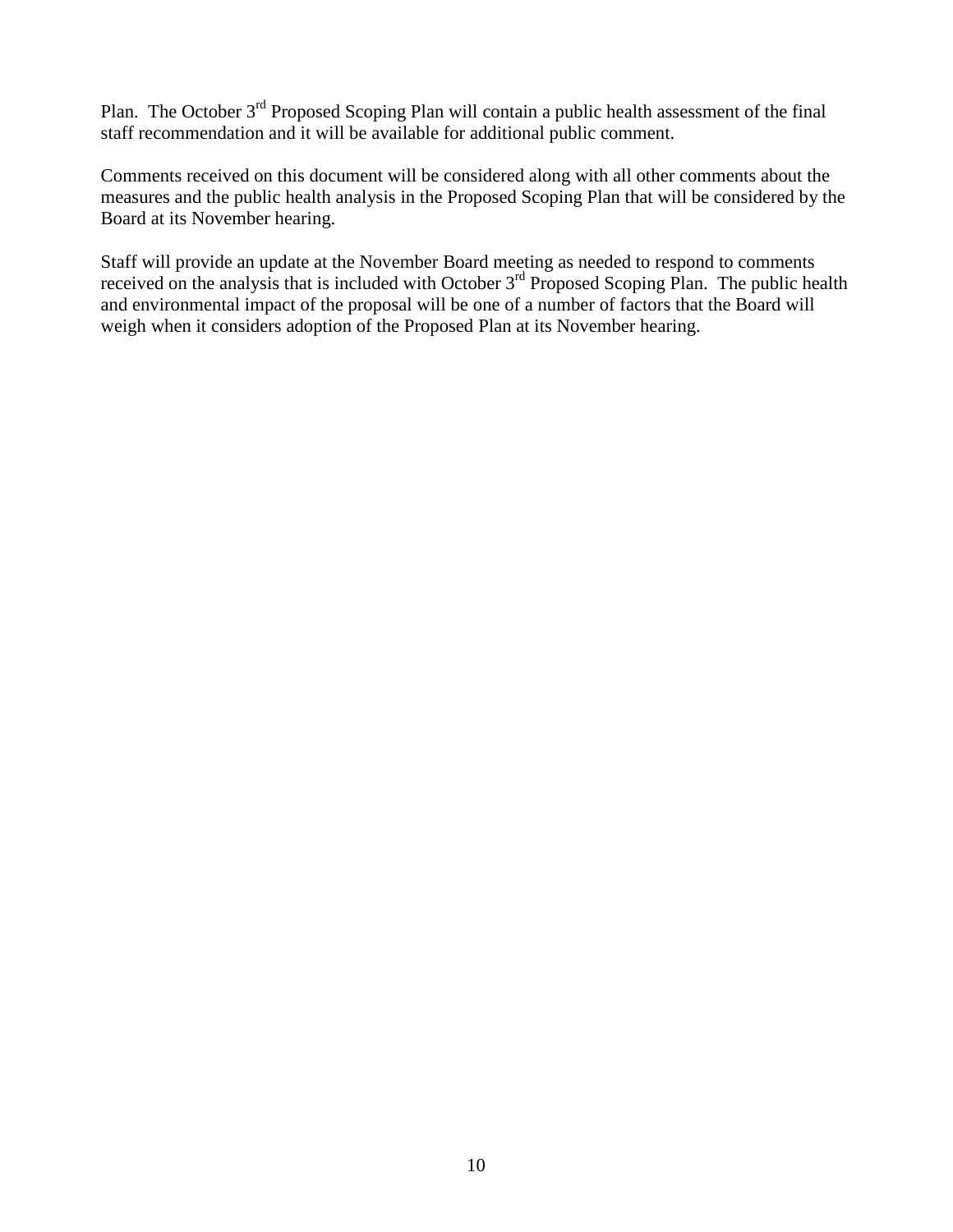Plan. The October 3rd Proposed Scoping Plan will contain a public health assessment of the final staff recommendation and it will be available for additional public comment.

Comments received on this document will be considered along with all other comments about the measures and the public health analysis in the Proposed Scoping Plan that will be considered by the Board at its November hearing.

Staff will provide an update at the November Board meeting as needed to respond to comments received on the analysis that is included with October 3rd Proposed Scoping Plan. The public health and environmental impact of the proposal will be one of a number of factors that the Board will weigh when it considers adoption of the Proposed Plan at its November hearing.